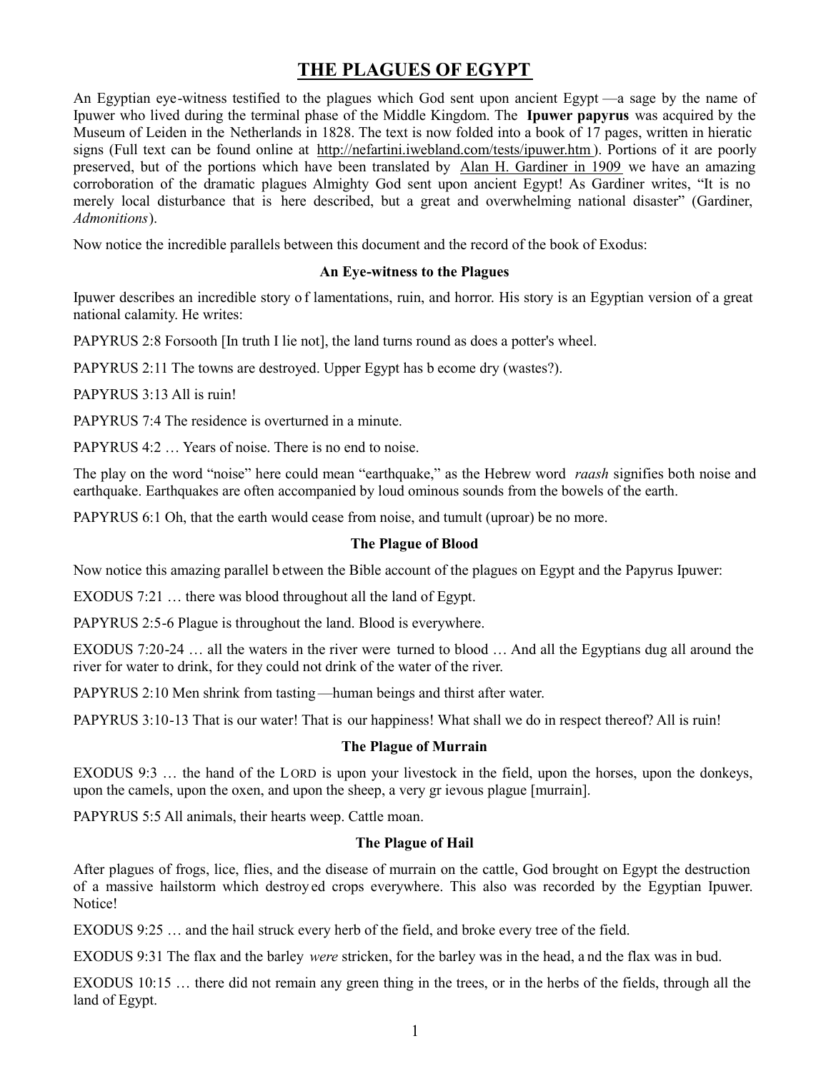# THE PLAGUES OF EGYPT

An Egyptian eye-witness testified to the plagues which God sent upon ancient Egypt —a sage by the name of Ipuwer who lived during the terminal phase of the Middle Kingdom. The **Ipuwer papyrus** was acquired by the Museum of Leiden in the Netherlands in 1828. The text is now folded into a book of 17 pages, written in hieratic signs (Full text can be found online at http://nefartini.iwebland.com/tests/ipuwer.htm). Portions of it are poorly preserved, but of the portions which have been translated by Alan H. Gardiner in 1909 we have an amazing corroboration of the dramatic plagues Almighty God sent upon ancient Egypt! As Gardiner writes, "It is no merely local disturbance that is here described, but a great and overwhelming national disaster" (Gardiner, *Admonitions*).

Now notice the incredible parallels between this document and the record of the book of Exodus:

**An Eye-witness to the Plagues**

Ipuwer describes an incredible story of lamentations, ruin, and horror. His story is an Egyptian version of a great national calamity. He writes:

PAPYRUS 2:8 Forsooth [In truth I lie not], the land turns round as does a potter's wheel.

PAPYRUS 2:11 The towns are destroyed. Upper Egypt has become dry (wastes?).

PAPYRUS 3:13 All is ruin!

PAPYRUS 7:4 The residence is overturned in a minute.

PAPYRUS 4:2 … Years of noise. There is no end to noise.

The play on the word "noise" here could mean "earthquake," as the Hebrew word *raash* signifies both noise and earthquake. Earthquakes are often accompanied by loud ominous sounds from the bowels of the earth.

PAPYRUS 6:1 Oh, that the earth would cease from noise, and tumult (uproar) be no more.

**The Plague of Blood**

Now notice this amazing parallel between the Bible account of the plagues on Egypt and the Papyrus Ipuwer:

EXODUS 7:21 … there was blood throughout all the land of Egypt.

PAPYRUS 2:5-6 Plague is throughout the land. Blood is everywhere.

EXODUS 7:20-24 … all the waters in the river were turned to blood … And all the Egyptians dug all around the river for water to drink, for they could not drink of the water of the river.

PAPYRUS 2:10 Men shrink from tasting—human beings and thirst after water.

PAPYRUS 3:10-13 That is our water! That is our happiness! What shall we do in respect thereof? All is ruin!

**The Plague of Murrain**

EXODUS 9:3 … the hand of the LORD is upon your livestock in the field, upon the horses, upon the donkeys, upon the camels, upon the oxen, and upon the sheep, a very grievous plague [murrain].

PAPYRUS 5:5 All animals, their hearts weep. Cattle moan.

**The Plague of Hail**

After plagues of frogs, lice, flies, and the disease of murrain on the cattle, God brought on Egypt the destruction of a massive hailstorm which destroyed crops everywhere. This also was recorded by the Egyptian Ipuwer. Notice!

EXODUS 9:25 … and the hail struck every herb of the field, and broke every tree of the field.

EXODUS 9:31 The flax and the barley *were* stricken, for the barley was in the head, and the flax was in bud.

EXODUS 10:15 … there did not remain any green thing in the trees, or in the herbs of the fields, through all the land of Egypt.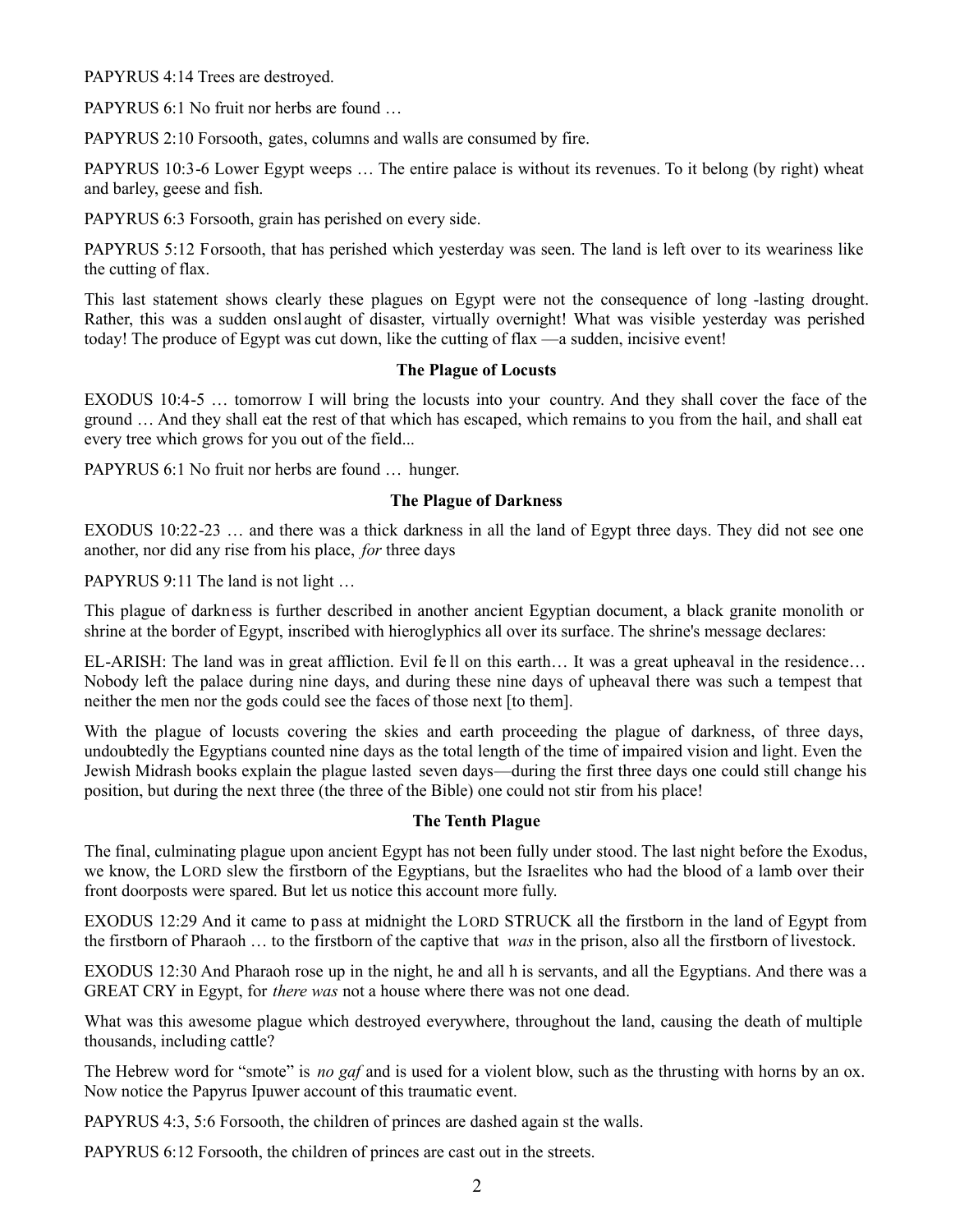PAPYRUS 4:14 Trees are destroyed.

PAPYRUS 6:1 No fruit nor herbs are found …

PAPYRUS 2:10 Forsooth, gates, columns and walls are consumed by fire.

PAPYRUS 10:3-6 Lower Egypt weeps … The entire palace is without its revenues. To it belong (by right) wheat and barley, geese and fish.

PAPYRUS 6:3 Forsooth, grain has perished on every side.

PAPYRUS 5:12 Forsooth, that has perished which yesterday was seen. The land is left over to its weariness like the cutting of flax.

This last statement shows clearly these plagues on Egypt were not the consequence of long-lasting drought. Rather, this was a sudden onslaught of disaster, virtually overnight! What was visible yesterday was perished today! The produce of Egypt was cut down, like the cutting of flax —a sudden, incisive event!

**The Plague of Locusts**

EXODUS 10:4-5 … tomorrow I will bring the locusts into your country. And they shall cover the face of the ground … And they shall eat the rest of that which has escaped, which remains to you from the hail, and shall eat every tree which grows for you out of the field...

PAPYRUS 6:1 No fruit nor herbs are found … hunger.

**The Plague of Darkness**

EXODUS 10:22-23 … and there was a thick darkness in all the land of Egypt three days. They did not see one another, nor did any rise from his place, *for* three days

PAPYRUS 9:11 The land is not light …

This plague of darkness is further described in another ancient Egyptian document, a black granite monolith or shrine at the border of Egypt, inscribed with hieroglyphics all over its surface. The shrine's message declares:

EL-ARISH: The land was in great affliction. Evil fell on this earth… It was a great upheaval in the residence… Nobody left the palace during nine days, and during these nine days of upheaval there was such a tempest that neither the men nor the gods could see the faces of those next [to them].

With the plague of locusts covering the skies and earth proceeding the plague of darkness, of three days, undoubtedly the Egyptians counted nine days as the total length of the time of impaired vision and light. Even the Jewish Midrash books explain the plague lasted seven days—during the first three days one could still change his position, but during the next three (the three of the Bible) one could not stir from his place!

**The Tenth Plague**

The final, culminating plague upon ancient Egypt has not been fully understood. The last night before the Exodus, we know, the LORD slew the firstborn of the Egyptians, but the Israelites who had the blood of a lamb over their front doorposts were spared. But let us notice this account more fully.

EXODUS 12:29 And it came to pass at midnight the LORD STRUCK all the firstborn in the land of Egypt from the firstborn of Pharaoh … to the firstborn of the captive that *was* in the prison, also all the firstborn of livestock.

EXODUS 12:30 And Pharaoh rose up in the night, he and all his servants, and all the Egyptians. And there was a GREAT CRY in Egypt, for *there was* not a house where there was not one dead.

What was this awesome plague which destroyed everywhere, throughout the land, causing the death of multiple thousands, including cattle?

The Hebrew word for "smote" is *no gaf* and is used for a violent blow, such as the thrusting with horns by an ox. Now notice the Papyrus Ipuwer account of this traumatic event.

PAPYRUS 4:3, 5:6 Forsooth, the children of princes are dashed against the walls.

PAPYRUS 6:12 Forsooth, the children of princes are cast out in the streets.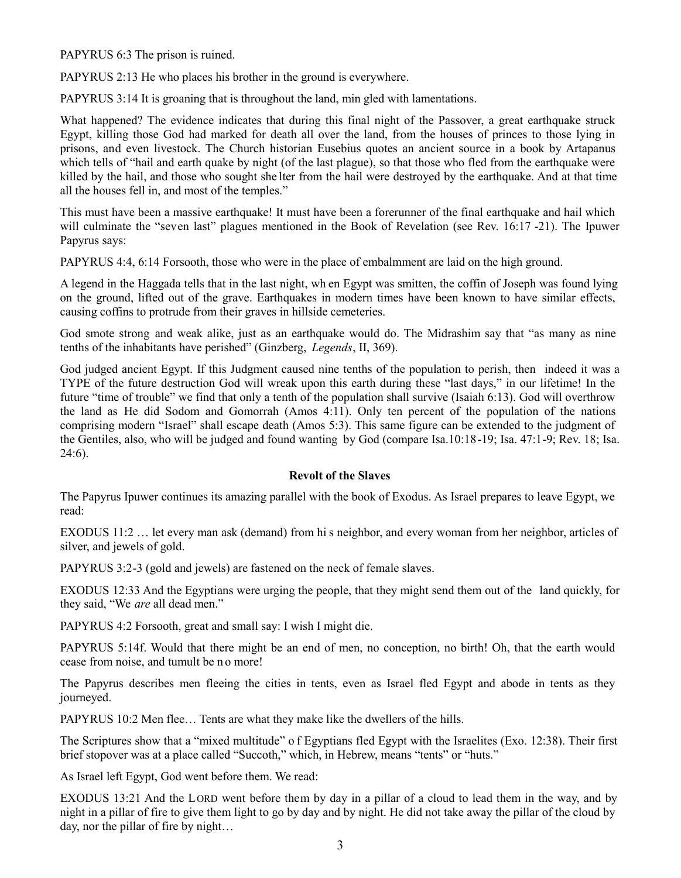PAPYRUS 6:3 The prison is ruined.

PAPYRUS 2:13 He who places his brother in the ground is everywhere.

PAPYRUS 3:14 It is groaning that is throughout the land, mingled with lamentations.

What happened? The evidence indicates that during this final night of the Passover, a great earthquake struck Egypt, killing those God had marked for death all over the land, from the houses of princes to those lying in prisons, and even livestock. The Church historian Eusebius quotes an ancient source in a book by Artapanus which tells of "hail and earthquake by night (of the last plague), so that those who fled from the earthquake were killed by the hail, and those who sought shelter from the hail were destroyed by the earthquake. And at that time all the houses fell in, and most of the temples."

This must have been a massive earthquake! It must have been a forerunner of the final earthquake and hail which will culminate the "seven last" plagues mentioned in the Book of Revelation (see Rev. 16:17-21). The Ipuwer Papyrus says:

PAPYRUS 4:4, 6:14 Forsooth, those who were in the place of embalmment are laid on the high ground.

A legend in the Haggada tells that in the last night, when Egypt was smitten, the coffin of Joseph was found lying on the ground, lifted out of the grave. Earthquakes in modern times have been known to have similar effects, causing coffins to protrude from their graves in hillside cemeteries.

God smote strong and weak alike, just as an earthquake would do. The Midrashim say that "as many as nine tenths of the inhabitants have perished" (Ginzberg, *Legends*, II, 369).

God judged ancient Egypt. If this Judgment caused nine tenths of the population to perish, then indeed it was a TYPE of the future destruction God will wreak upon this earth during these "last days," in our lifetime! In the future "time of trouble" we find that only a tenth of the population shall survive (Isaiah 6:13). God will overthrow the land as He did Sodom and Gomorrah (Amos 4:11). Only ten percent of the population of the nations comprising modern "Israel" shall escape death (Amos 5:3). This same figure can be extended to the judgment of the Gentiles, also, who will be judged and found wanting by God (compare Isa.10:18-19; Isa. 47:1-9; Rev. 18; Isa. 24:6).

**Revolt of the Slaves**

The Papyrus Ipuwer continues its amazing parallel with the book of Exodus. As Israel prepares to leave Egypt, we read:

EXODUS 11:2 … let every man ask (demand) from his neighbor, and every woman from her neighbor, articles of silver, and jewels of gold.

PAPYRUS 3:2-3 (gold and jewels) are fastened on the neck of female slaves.

EXODUS 12:33 And the Egyptians were urging the people, that they might send them out of the land quickly, for they said, "We *are* all dead men."

PAPYRUS 4:2 Forsooth, great and small say: I wish I might die.

PAPYRUS 5:14f. Would that there might be an end of men, no conception, no birth! Oh, that the earth would cease from noise, and tumult be no more!

The Papyrus describes men fleeing the cities in tents, even as Israel fled Egypt and abode in tents as they journeyed.

PAPYRUS 10:2 Men flee… Tents are what they make like the dwellers of the hills.

The Scriptures show that a "mixed multitude" of Egyptians fled Egypt with the Israelites (Exo. 12:38). Their first brief stopover was at a place called "Succoth," which, in Hebrew, means "tents" or "huts."

As Israel left Egypt, God went before them. We read:

EXODUS 13:21 And the LORD went before them by day in a pillar of a cloud to lead them in the way, and by night in a pillar of fire to give them light to go by day and by night. He did not take away the pillar of the cloud by day, nor the pillar of fire by night…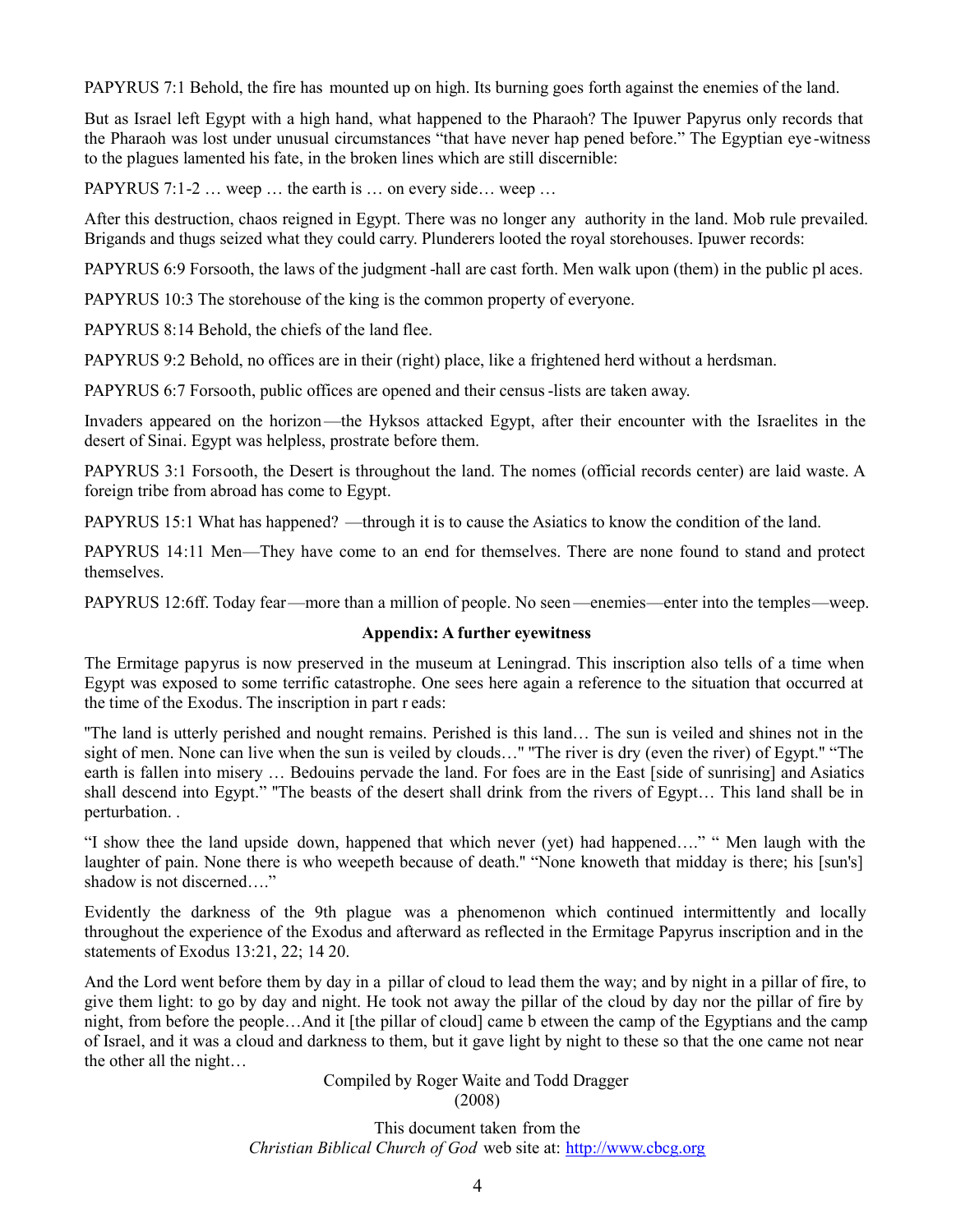PAPYRUS 7:1 Behold, the fire has mounted up on high. Its burning goes forth against the enemies of the land.

But as Israel left Egypt with a high hand, what happened to the Pharaoh? The Ipuwer Papyrus only records that the Pharaoh was lost under unusual circumstances "that have never hap pened before." The Egyptian eye-witness to the plagues lamented his fate, in the broken lines which are still discernible:

PAPYRUS 7:1-2 … weep … the earth is … on every side… weep …

After this destruction, chaos reigned in Egypt. There was no longer any authority in the land. Mob rule prevailed. Brigands and thugs seized what they could carry. Plunderers looted the royal storehouses. Ipuwer records:

PAPYRUS 6:9 Forsooth, the laws of the judgment-hall are cast forth. Men walk upon (them) in the public pl aces.

PAPYRUS 10:3 The storehouse of the king is the common property of everyone.

PAPYRUS 8:14 Behold, the chiefs of the land flee.

PAPYRUS 9:2 Behold, no offices are in their (right) place, like a frightened herd without a herdsman.

PAPYRUS 6:7 Forsooth, public offices are opened and their census-lists are taken away.

Invaders appeared on the horizon—the Hyksos attacked Egypt, after their encounter with the Israelites in the desert of Sinai. Egypt was helpless, prostrate before them.

PAPYRUS 3:1 Forsooth, the Desert is throughout the land. The nomes (official records center) are laid waste. A foreign tribe from abroad has come to Egypt.

PAPYRUS 15:1 What has happened? —through it is to cause the Asiatics to know the condition of the land.

PAPYRUS 14:11 Men—They have come to an end for themselves. There are none found to stand and protect themselves.

PAPYRUS 12:6ff. Today fear—more than a million of people. No seen—enemies—enter into the temples—weep.

**Appendix: A further eyewitness**

The Ermitage papyrus is now preserved in the museum at Leningrad. This inscription also tells of a time when Egypt was exposed to some terrific catastrophe. One sees here again a reference to the situation that occurred at the time of the Exodus. The inscription in part r eads:

"The land is utterly perished and nought remains. Perished is this land… The sun is veiled and shines not in the sight of men. None can live when the sun is veiled by clouds…" "The river is dry (even the river) of Egypt." "The earth is fallen into misery … Bedouins pervade the land. For foes are in the East [side of sunrising] and Asiatics shall descend into Egypt." "The beasts of the desert shall drink from the rivers of Egypt… This land shall be in perturbation. .

"I show thee the land upside down, happened that which never (yet) had happened…." " Men laugh with the laughter of pain. None there is who weepeth because of death." "None knoweth that midday is there; his [sun's] shadow is not discerned…."

Evidently the darkness of the 9th plague was a phenomenon which continued intermittently and locally throughout the experience of the Exodus and afterward as reflected in the Ermitage Papyrus inscription and in the statements of Exodus 13:21, 22; 14 20.

And the Lord went before them by day in a pillar of cloud to lead them the way; and by night in a pillar of fire, to give them light: to go by day and night. He took not away the pillar of the cloud by day nor the pillar of fire by night, from before the people…And it [the pillar of cloud] came b etween the camp of the Egyptians and the camp of Israel, and it was a cloud and darkness to them, but it gave light by night to these so that the one came not near the other all the night…

Compiled by Roger Waite and Todd Dragger
(2008)

This document taken from the
*Christian Biblical Church of God* web site at: http://www.cbcg.org